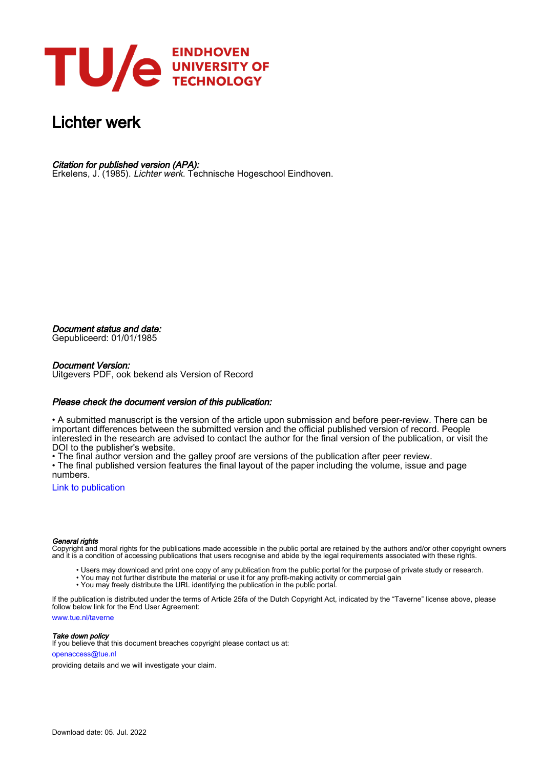# Lichter werk

*Citation for published version (APA):*
Erkelens, J. (1985). *Lichter werk*. Technische Hogeschool Eindhoven.

*Document status and date:*
Gepubliceerd: 01/01/1985

*Document Version:*
Uitgevers PDF, ook bekend als Version of Record

*Please check the document version of this publication:*

• A submitted manuscript is the version of the article upon submission and before peer-review. There can be important differences between the submitted version and the official published version of record. People interested in the research are advised to contact the author for the final version of the publication, or visit the DOI to the publisher's website.
• The final author version and the galley proof are versions of the publication after peer review.
• The final published version features the final layout of the paper including the volume, issue and page numbers.

Link to publication

*General rights*
Copyright and moral rights for the publications made accessible in the public portal are retained by the authors and/or other copyright owners and it is a condition of accessing publications that users recognise and abide by the legal requirements associated with these rights.

• Users may download and print one copy of any publication from the public portal for the purpose of private study or research.
• You may not further distribute the material or use it for any profit-making activity or commercial gain
• You may freely distribute the URL identifying the publication in the public portal.

If the publication is distributed under the terms of Article 25fa of the Dutch Copyright Act, indicated by the "Taverne" license above, please follow below link for the End User Agreement:

www.tue.nl/taverne

*Take down policy*
If you believe that this document breaches copyright please contact us at:

openaccess@tue.nl

providing details and we will investigate your claim.

Download date: 05. Jul. 2022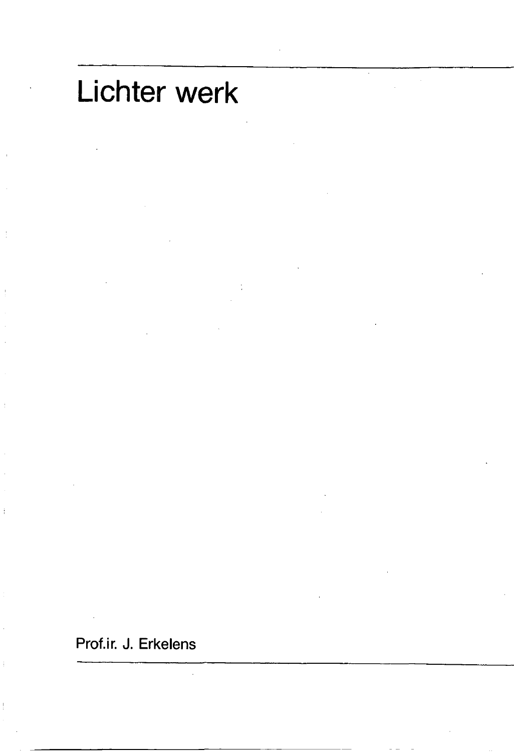# Lichter werk

Prof.ir. J. Erkelens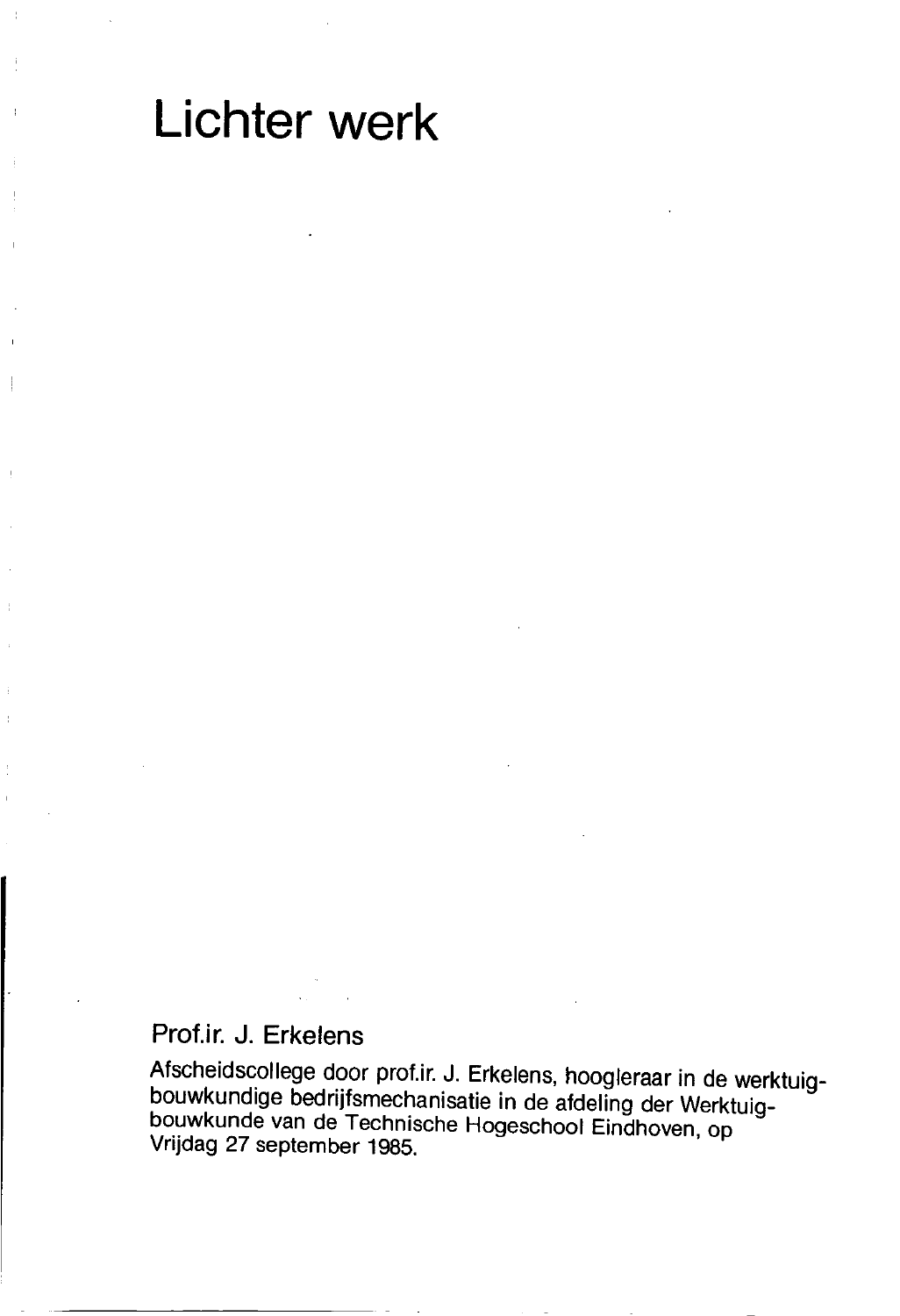# Lichter werk

Prof.ir. J. Erkelens

Afscheidscollege door prof.ir. J. Erkelens, hoogleraar in de werktuigbouwkundige bedrijfsmechanisatie in de afdeling der Werktuigbouwkunde van de Technische Hogeschool Eindhoven, op Vrijdag 27 september 1985.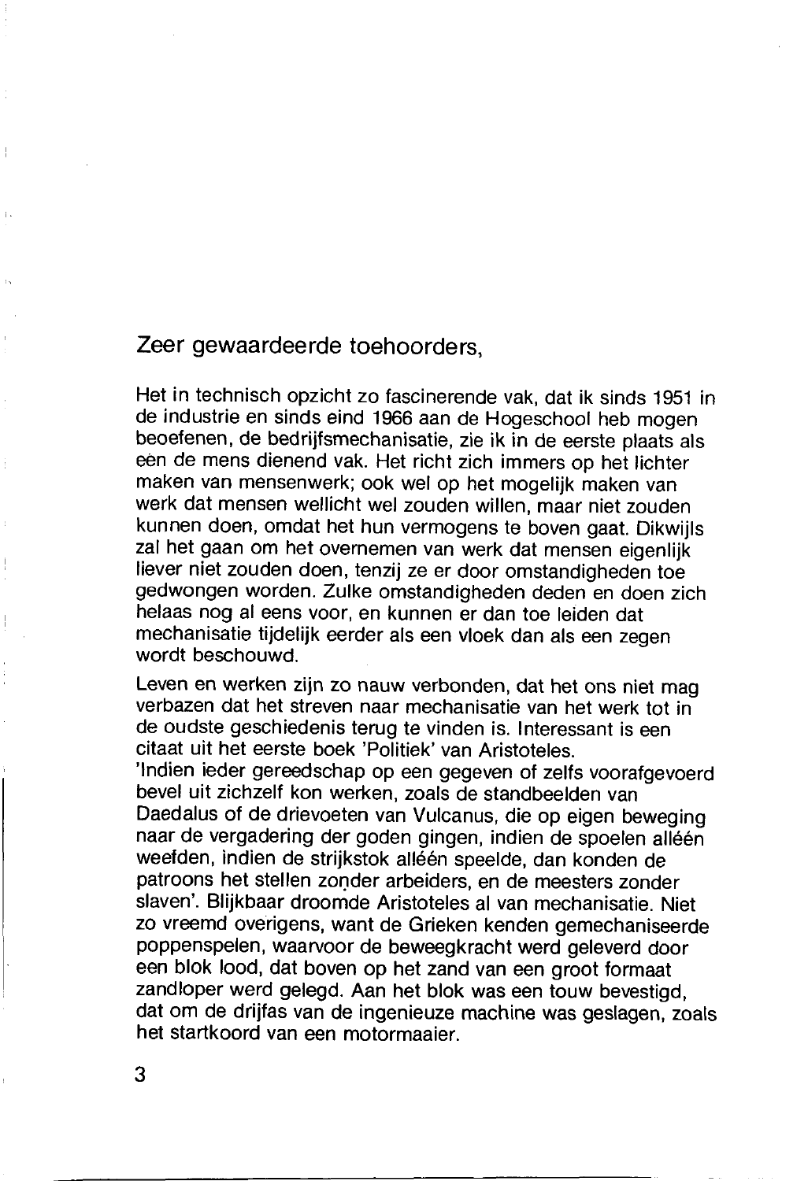Zeer gewaardeerde toehoorders,

Het in technisch opzicht zo fascinerende vak, dat ik sinds 1951 in de industrie en sinds eind 1966 aan de Hogeschool heb mogen beoefenen, de bedrijfsmechanisatie, zie ik in de eerste plaats als eén de mens dienend vak. Het richt zich immers op het lichter maken van mensenwerk; ook wel op het mogelijk maken van werk dat mensen wellicht wel zouden willen, maar niet zouden kunnen doen, omdat het hun vermogens te boven gaat. Dikwijls zal het gaan om het overnemen van werk dat mensen eigenlijk liever niet zouden doen, tenzij ze er door omstandigheden toe gedwongen worden. Zulke omstandigheden deden en doen zich helaas nog al eens voor, en kunnen er dan toe leiden dat mechanisatie tijdelijk eerder als een vloek dan als een zegen wordt beschouwd.

Leven en werken zijn zo nauw verbonden, dat het ons niet mag verbazen dat het streven naar mechanisatie van het werk tot in de oudste geschiedenis terug te vinden is. Interessant is een citaat uit het eerste boek 'Politiek' van Aristoteles.
'Indien ieder gereedschap op een gegeven of zelfs voorafgevoerd bevel uit zichzelf kon werken, zoals de standbeelden van Daedalus of de drievoeten van Vulcanus, die op eigen beweging naar de vergadering der goden gingen, indien de spoelen alléén weefden, indien de strijkstok alléén speelde, dan konden de patroons het stellen zonder arbeiders, en de meesters zonder slaven'. Blijkbaar droomde Aristoteles al van mechanisatie. Niet zo vreemd overigens, want de Grieken kenden gemechaniseerde poppenspelen, waarvoor de beweegkracht werd geleverd door een blok lood, dat boven op het zand van een groot formaat zandloper werd gelegd. Aan het blok was een touw bevestigd, dat om de drijfas van de ingenieuze machine was geslagen, zoals het startkoord van een motormaaier.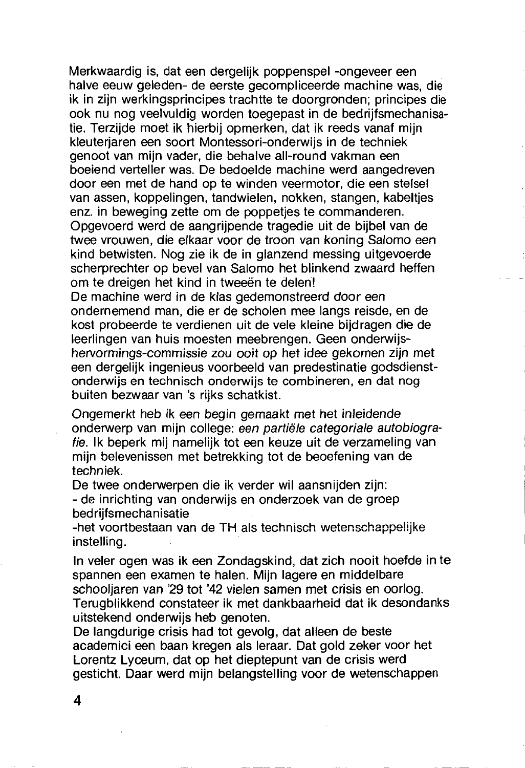Merkwaardig is, dat een dergelijk poppenspel -ongeveer een halve eeuw geleden- de eerste gecompliceerde machine was, die ik in zijn werkingsprincipes trachtte te doorgronden; principes die ook nu nog veelvuldig worden toegepast in de bedrijfsmechanisatie. Terzijde moet ik hierbij opmerken, dat ik reeds vanaf mijn kleuterjaren een soort Montessori-onderwijs in de techniek genoot van mijn vader, die behalve all-round vakman een boeiend verteller was. De bedoelde machine werd aangedreven door een met de hand op te winden veermotor, die een stelsel van assen, koppelingen, tandwielen, nokken, stangen, kabeltjes enz. in beweging zette om de poppetjes te commanderen. Opgevoerd werd de aangrijpende tragedie uit de bijbel van de twee vrouwen, die elkaar voor de troon van koning Salomo een kind betwisten. Nog zie ik de in glanzend messing uitgevoerde scherprechter op bevel van Salomo het blinkend zwaard heffen om te dreigen het kind in tweeën te delen!
De machine werd in de klas gedemonstreerd door een ondernemend man, die er de scholen mee langs reisde, en de kost probeerde te verdienen uit de vele kleine bijdragen die de leerlingen van huis moesten meebrengen. Geen onderwijshervormings-commissie zou ooit op het idee gekomen zijn met een dergelijk ingenieus voorbeeld van predestinatie godsdienstonderwijs en technisch onderwijs te combineren, en dat nog buiten bezwaar van 's rijks schatkist.

Ongemerkt heb ik een begin gemaakt met het inleidende onderwerp van mijn college: *een partiële categoriale autobiografie*. Ik beperk mij namelijk tot een keuze uit de verzameling van mijn belevenissen met betrekking tot de beoefening van de techniek.
De twee onderwerpen die ik verder wil aansnijden zijn:
- de inrichting van onderwijs en onderzoek van de groep bedrijfsmechanisatie
- het voortbestaan van de TH als technisch wetenschappelijke instelling.

In veler ogen was ik een Zondagskind, dat zich nooit hoefde in te spannen een examen te halen. Mijn lagere en middelbare schooljaren van '29 tot '42 vielen samen met crisis en oorlog. Terugblikkend constateer ik met dankbaarheid dat ik desondanks uitstekend onderwijs heb genoten.
De langdurige crisis had tot gevolg, dat alleen de beste academici een baan kregen als leraar. Dat gold zeker voor het Lorentz Lyceum, dat op het dieptepunt van de crisis werd gesticht. Daar werd mijn belangstelling voor de wetenschappen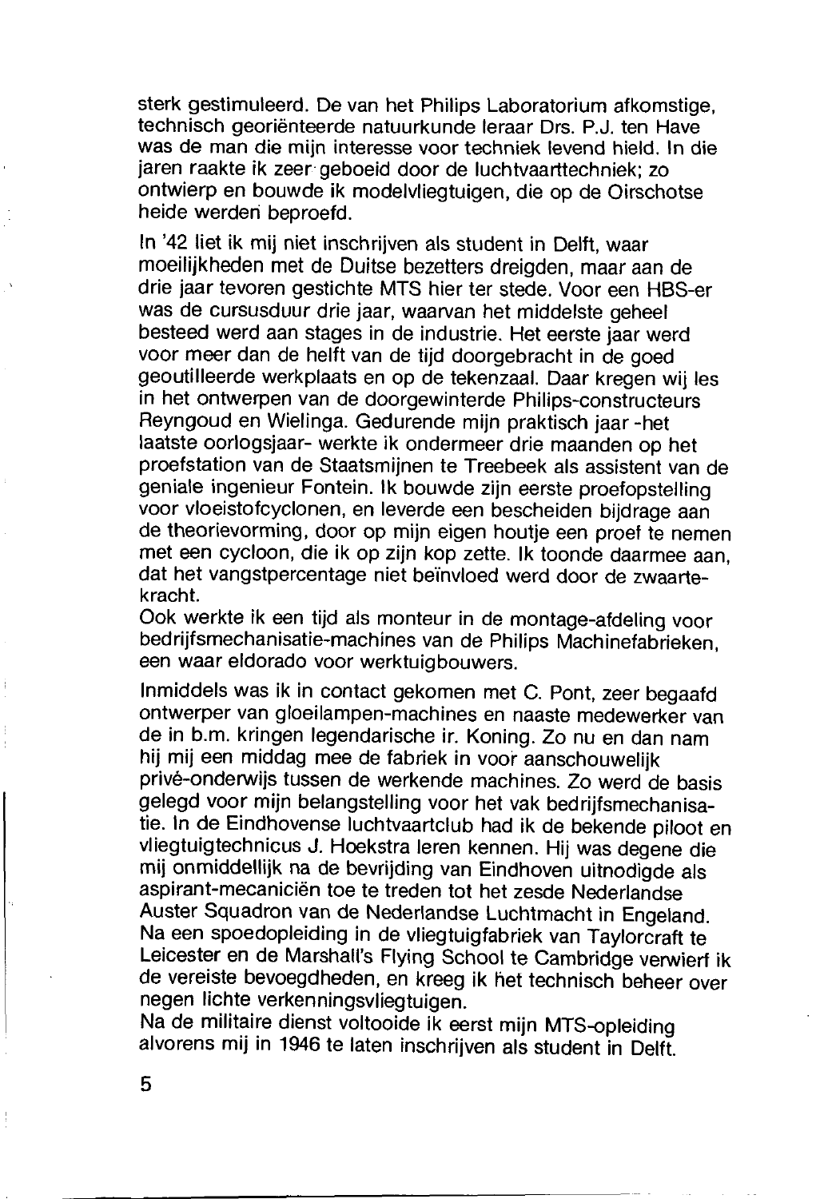sterk gestimuleerd. De van het Philips Laboratorium afkomstige, technisch georiënteerde natuurkunde leraar Drs. P.J. ten Have was de man die mijn interesse voor techniek levend hield. In die jaren raakte ik zeer geboeid door de luchtvaarttechniek; zo ontwierp en bouwde ik modelvliegtuigen, die op de Oirschotse heide werden beproefd.

In '42 liet ik mij niet inschrijven als student in Delft, waar moeilijkheden met de Duitse bezetters dreigden, maar aan de drie jaar tevoren gestichte MTS hier ter stede. Voor een HBS-er was de cursusduur drie jaar, waarvan het middelste geheel besteed werd aan stages in de industrie. Het eerste jaar werd voor meer dan de helft van de tijd doorgebracht in de goed geoutilleerde werkplaats en op de tekenzaal. Daar kregen wij les in het ontwerpen van de doorgewinterde Philips-constructeurs Reyngoud en Wielinga. Gedurende mijn praktisch jaar -het laatste oorlogsjaar- werkte ik ondermeer drie maanden op het proefstation van de Staatsmijnen te Treebeek als assistent van de geniale ingenieur Fontein. Ik bouwde zijn eerste proefopstelling voor vloeistofcyclonen, en leverde een bescheiden bijdrage aan de theorievorming, door op mijn eigen houtje een proef te nemen met een cycloon, die ik op zijn kop zette. Ik toonde daarmee aan, dat het vangstpercentage niet beïnvloed werd door de zwaartekracht.
Ook werkte ik een tijd als monteur in de montage-afdeling voor bedrijfsmechanisatie-machines van de Philips Machinefabrieken, een waar eldorado voor werktuigbouwers.

Inmiddels was ik in contact gekomen met C. Pont, zeer begaafd ontwerper van gloeilampen-machines en naaste medewerker van de in b.m. kringen legendarische ir. Koning. Zo nu en dan nam hij mij een middag mee de fabriek in voor aanschouwelijk privé-onderwijs tussen de werkende machines. Zo werd de basis gelegd voor mijn belangstelling voor het vak bedrijfsmechanisatie. In de Eindhovense luchtvaartclub had ik de bekende piloot en vliegtuigtechnicus J. Hoekstra leren kennen. Hij was degene die mij onmiddellijk na de bevrijding van Eindhoven uitnodigde als aspirant-mecaniciën toe te treden tot het zesde Nederlandse Auster Squadron van de Nederlandse Luchtmacht in Engeland. Na een spoedopleiding in de vliegtuigfabriek van Taylorcraft te Leicester en de Marshall's Flying School te Cambridge verwierf ik de vereiste bevoegdheden, en kreeg ik het technisch beheer over negen lichte verkenningsvliegtuigen.
Na de militaire dienst voltooide ik eerst mijn MTS-opleiding alvorens mij in 1946 te laten inschrijven als student in Delft.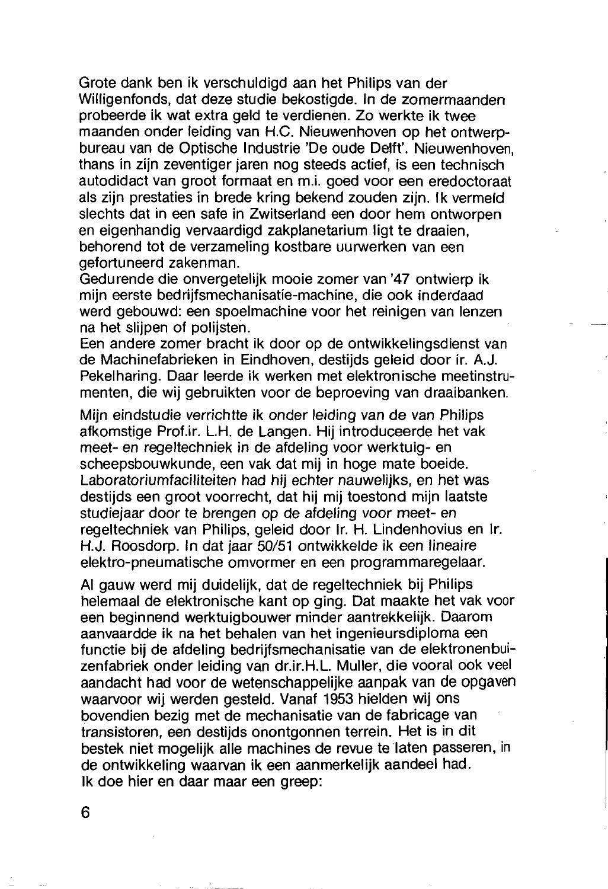Grote dank ben ik verschuldigd aan het Philips van der Willigenfonds, dat deze studie bekostigde. In de zomermaanden probeerde ik wat extra geld te verdienen. Zo werkte ik twee maanden onder leiding van H.C. Nieuwenhoven op het ontwerpbureau van de Optische Industrie 'De oude Delft'. Nieuwenhoven, thans in zijn zeventiger jaren nog steeds actief, is een technisch autodidact van groot formaat en m.i. goed voor een eredoctoraat als zijn prestaties in brede kring bekend zouden zijn. Ik vermeld slechts dat in een safe in Zwitserland een door hem ontworpen en eigenhandig vervaardigd zakplanetarium ligt te draaien, behorend tot de verzameling kostbare uurwerken van een gefortuneerd zakenman.
Gedurende die onvergetelijk mooie zomer van '47 ontwierp ik mijn eerste bedrijfsmechanisatie-machine, die ook inderdaad werd gebouwd: een spoelmachine voor het reinigen van lenzen na het slijpen of polijsten.
Een andere zomer bracht ik door op de ontwikkelingsdienst van de Machinefabrieken in Eindhoven, destijds geleid door ir. A.J. Pekelharing. Daar leerde ik werken met elektronische meetinstrumenten, die wij gebruikten voor de beproeving van draaibanken.

Mijn eindstudie verrichtte ik onder leiding van de van Philips afkomstige Prof.ir. L.H. de Langen. Hij introduceerde het vak meet- en regeltechniek in de afdeling voor werktuig- en scheepsbouwkunde, een vak dat mij in hoge mate boeide. Laboratoriumfaciliteiten had hij echter nauwelijks, en het was destijds een groot voorrecht, dat hij mij toestond mijn laatste studiejaar door te brengen op de afdeling voor meet- en regeltechniek van Philips, geleid door Ir. H. Lindenhovius en Ir. H.J. Roosdorp. In dat jaar 50/51 ontwikkelde ik een lineaire elektro-pneumatische omvormer en een programmaregelaar.

Al gauw werd mij duidelijk, dat de regeltechniek bij Philips helemaal de elektronische kant op ging. Dat maakte het vak voor een beginnend werktuigbouwer minder aantrekkelijk. Daarom aanvaardde ik na het behalen van het ingenieursdiploma een functie bij de afdeling bedrijfsmechanisatie van de elektronenbuizenfabriek onder leiding van dr.ir.H.L. Muller, die vooral ook veel aandacht had voor de wetenschappelijke aanpak van de opgaven waarvoor wij werden gesteld. Vanaf 1953 hielden wij ons bovendien bezig met de mechanisatie van de fabricage van transistoren, een destijds onontgonnen terrein. Het is in dit bestek niet mogelijk alle machines de revue te laten passeren, in de ontwikkeling waarvan ik een aanmerkelijk aandeel had.
Ik doe hier en daar maar een greep: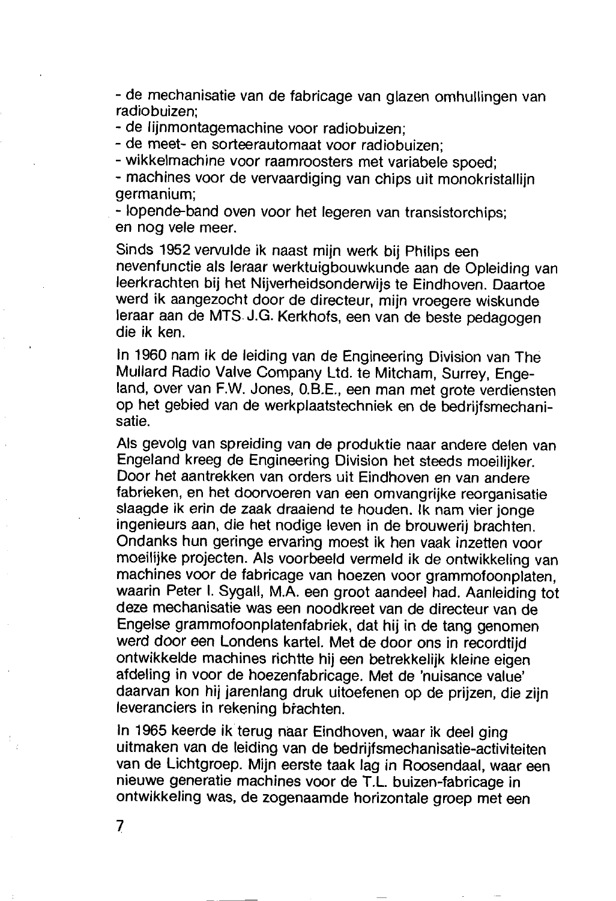- de mechanisatie van de fabricage van glazen omhullingen van radiobuizen;
- de lijnmontagemachine voor radiobuizen;
- de meet- en sorteerautomaat voor radiobuizen;
- wikkelmachine voor raamroosters met variabele spoed;
- machines voor de vervaardiging van chips uit monokristallijn germanium;
- lopende-band oven voor het legeren van transistorchips;

en nog vele meer.

Sinds 1952 vervulde ik naast mijn werk bij Philips een nevenfunctie als leraar werktuigbouwkunde aan de Opleiding van leerkrachten bij het Nijverheidsonderwijs te Eindhoven. Daartoe werd ik aangezocht door de directeur, mijn vroegere wiskunde leraar aan de MTS J.G. Kerkhofs, een van de beste pedagogen die ik ken.

In 1960 nam ik de leiding van de Engineering Division van The Mullard Radio Valve Company Ltd. te Mitcham, Surrey, Engeland, over van F.W. Jones, O.B.E., een man met grote verdiensten op het gebied van de werkplaatstechniek en de bedrijfsmechanisatie.

Als gevolg van spreiding van de produktie naar andere delen van Engeland kreeg de Engineering Division het steeds moeilijker. Door het aantrekken van orders uit Eindhoven en van andere fabrieken, en het doorvoeren van een omvangrijke reorganisatie slaagde ik erin de zaak draaiend te houden. Ik nam vier jonge ingenieurs aan, die het nodige leven in de brouwerij brachten. Ondanks hun geringe ervaring moest ik hen vaak inzetten voor moeilijke projecten. Als voorbeeld vermeld ik de ontwikkeling van machines voor de fabricage van hoezen voor grammofoonplaten, waarin Peter I. Sygall, M.A. een groot aandeel had. Aanleiding tot deze mechanisatie was een noodkreet van de directeur van de Engelse grammofoonplatenfabriek, dat hij in de tang genomen werd door een Londens kartel. Met de door ons in recordtijd ontwikkelde machines richtte hij een betrekkelijk kleine eigen afdeling in voor de hoezenfabricage. Met de 'nuisance value' daarvan kon hij jarenlang druk uitoefenen op de prijzen, die zijn leveranciers in rekening brachten.

In 1965 keerde ik terug naar Eindhoven, waar ik deel ging uitmaken van de leiding van de bedrijfsmechanisatie-activiteiten van de Lichtgroep. Mijn eerste taak lag in Roosendaal, waar een nieuwe generatie machines voor de T.L. buizen-fabricage in ontwikkeling was, de zogenaamde horizontale groep met een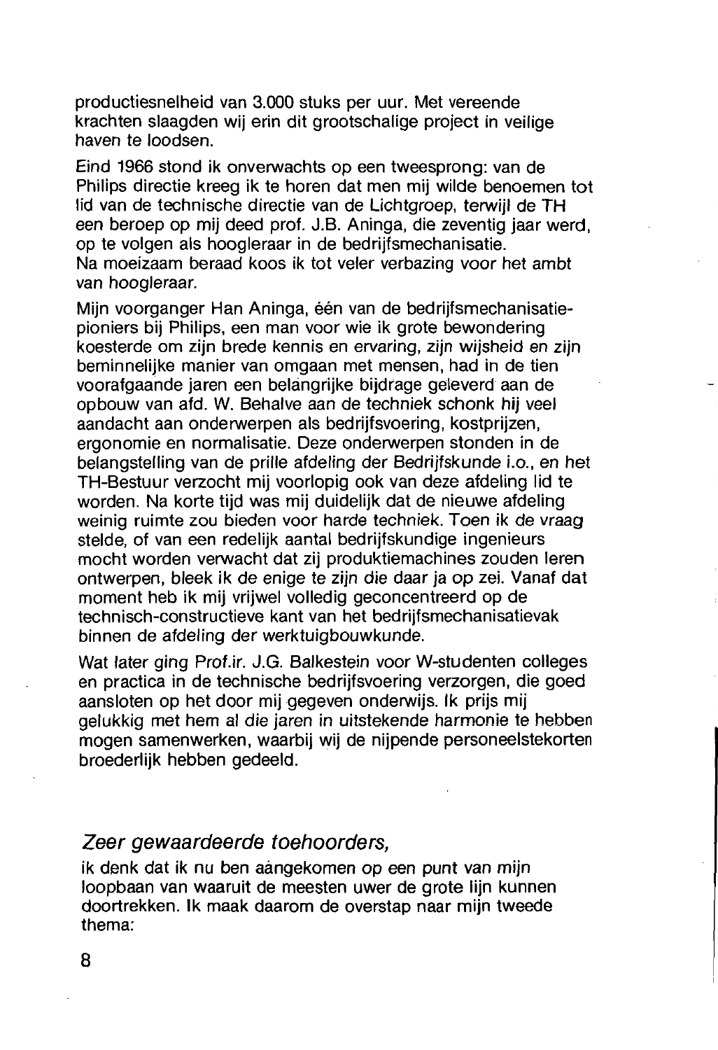productiesnelheid van 3.000 stuks per uur. Met vereende krachten slaagden wij erin dit grootschalige project in veilige haven te loodsen.

Eind 1966 stond ik onverwachts op een tweesprong: van de Philips directie kreeg ik te horen dat men mij wilde benoemen tot lid van de technische directie van de Lichtgroep, terwijl de TH een beroep op mij deed prof. J.B. Aninga, die zeventig jaar werd, op te volgen als hoogleraar in de bedrijfsmechanisatie.
Na moeizaam beraad koos ik tot veler verbazing voor het ambt van hoogleraar.

Mijn voorganger Han Aninga, één van de bedrijfsmechanisatie-pioniers bij Philips, een man voor wie ik grote bewondering koesterde om zijn brede kennis en ervaring, zijn wijsheid en zijn beminnelijke manier van omgaan met mensen, had in de tien voorafgaande jaren een belangrijke bijdrage geleverd aan de opbouw van afd. W. Behalve aan de techniek schonk hij veel aandacht aan onderwerpen als bedrijfsvoering, kostprijzen, ergonomie en normalisatie. Deze onderwerpen stonden in de belangstelling van de prille afdeling der Bedrijfskunde i.o., en het TH-Bestuur verzocht mij voorlopig ook van deze afdeling lid te worden. Na korte tijd was mij duidelijk dat de nieuwe afdeling weinig ruimte zou bieden voor harde techniek. Toen ik de vraag stelde, of van een redelijk aantal bedrijfskundige ingenieurs mocht worden verwacht dat zij produktiemachines zouden leren ontwerpen, bleek ik de enige te zijn die daar ja op zei. Vanaf dat moment heb ik mij vrijwel volledig geconcentreerd op de technisch-constructieve kant van het bedrijfsmechanisatievak binnen de afdeling der werktuigbouwkunde.

Wat later ging Prof.ir. J.G. Balkestein voor W-studenten colleges en practica in de technische bedrijfsvoering verzorgen, die goed aansloten op het door mij gegeven onderwijs. Ik prijs mij gelukkig met hem al die jaren in uitstekende harmonie te hebben mogen samenwerken, waarbij wij de nijpende personeelstekorten broederlijk hebben gedeeld.

*Zeer gewaardeerde toehoorders,*

ik denk dat ik nu ben aangekomen op een punt van mijn loopbaan van waaruit de meesten uwer de grote lijn kunnen doortrekken. Ik maak daarom de overstap naar mijn tweede thema: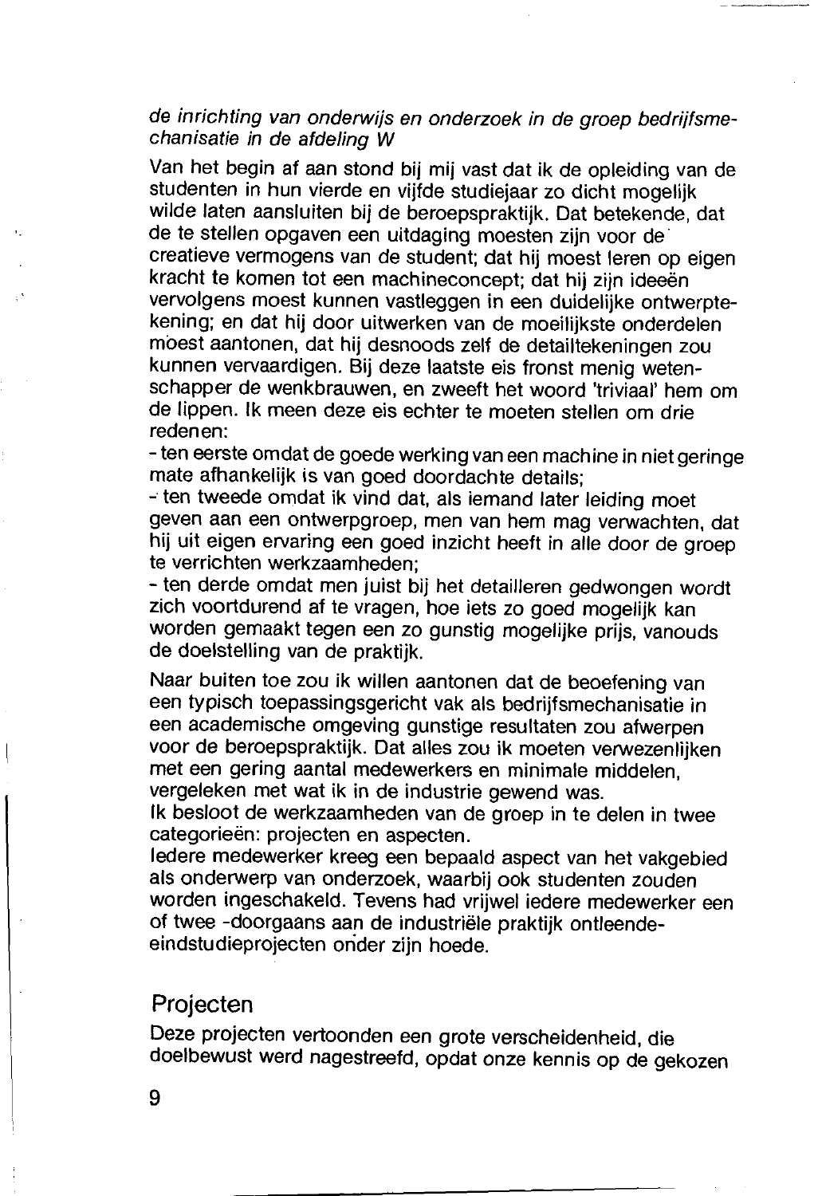*de inrichting van onderwijs en onderzoek in de groep bedrijfsmechanisatie in de afdeling W*

Van het begin af aan stond bij mij vast dat ik de opleiding van de studenten in hun vierde en vijfde studiejaar zo dicht mogelijk wilde laten aansluiten bij de beroepspraktijk. Dat betekende, dat de te stellen opgaven een uitdaging moesten zijn voor de creatieve vermogens van de student; dat hij moest leren op eigen kracht te komen tot een machineconcept; dat hij zijn ideeën vervolgens moest kunnen vastleggen in een duidelijke ontwerptekening; en dat hij door uitwerken van de moeilijkste onderdelen moest aantonen, dat hij desnoods zelf de detailtekeningen zou kunnen vervaardigen. Bij deze laatste eis fronst menig wetenschapper de wenkbrauwen, en zweeft het woord 'triviaal' hem om de lippen. Ik meen deze eis echter te moeten stellen om drie redenen:

- ten eerste omdat de goede werking van een machine in niet geringe mate afhankelijk is van goed doordachte details;
- ten tweede omdat ik vind dat, als iemand later leiding moet geven aan een ontwerpgroep, men van hem mag verwachten, dat hij uit eigen ervaring een goed inzicht heeft in alle door de groep te verrichten werkzaamheden;
- ten derde omdat men juist bij het detailleren gedwongen wordt zich voortdurend af te vragen, hoe iets zo goed mogelijk kan worden gemaakt tegen een zo gunstig mogelijke prijs, vanouds de doelstelling van de praktijk.

Naar buiten toe zou ik willen aantonen dat de beoefening van een typisch toepassingsgericht vak als bedrijfsmechanisatie in een academische omgeving gunstige resultaten zou afwerpen voor de beroepspraktijk. Dat alles zou ik moeten verwezenlijken met een gering aantal medewerkers en minimale middelen, vergeleken met wat ik in de industrie gewend was.
Ik besloot de werkzaamheden van de groep in te delen in twee categorieën: projecten en aspecten.
Iedere medewerker kreeg een bepaald aspect van het vakgebied als onderwerp van onderzoek, waarbij ook studenten zouden worden ingeschakeld. Tevens had vrijwel iedere medewerker een of twee -doorgaans aan de industriële praktijk ontleende- eindstudieprojecten onder zijn hoede.

## Projecten

Deze projecten vertoonden een grote verscheidenheid, die doelbewust werd nagestreefd, opdat onze kennis op de gekozen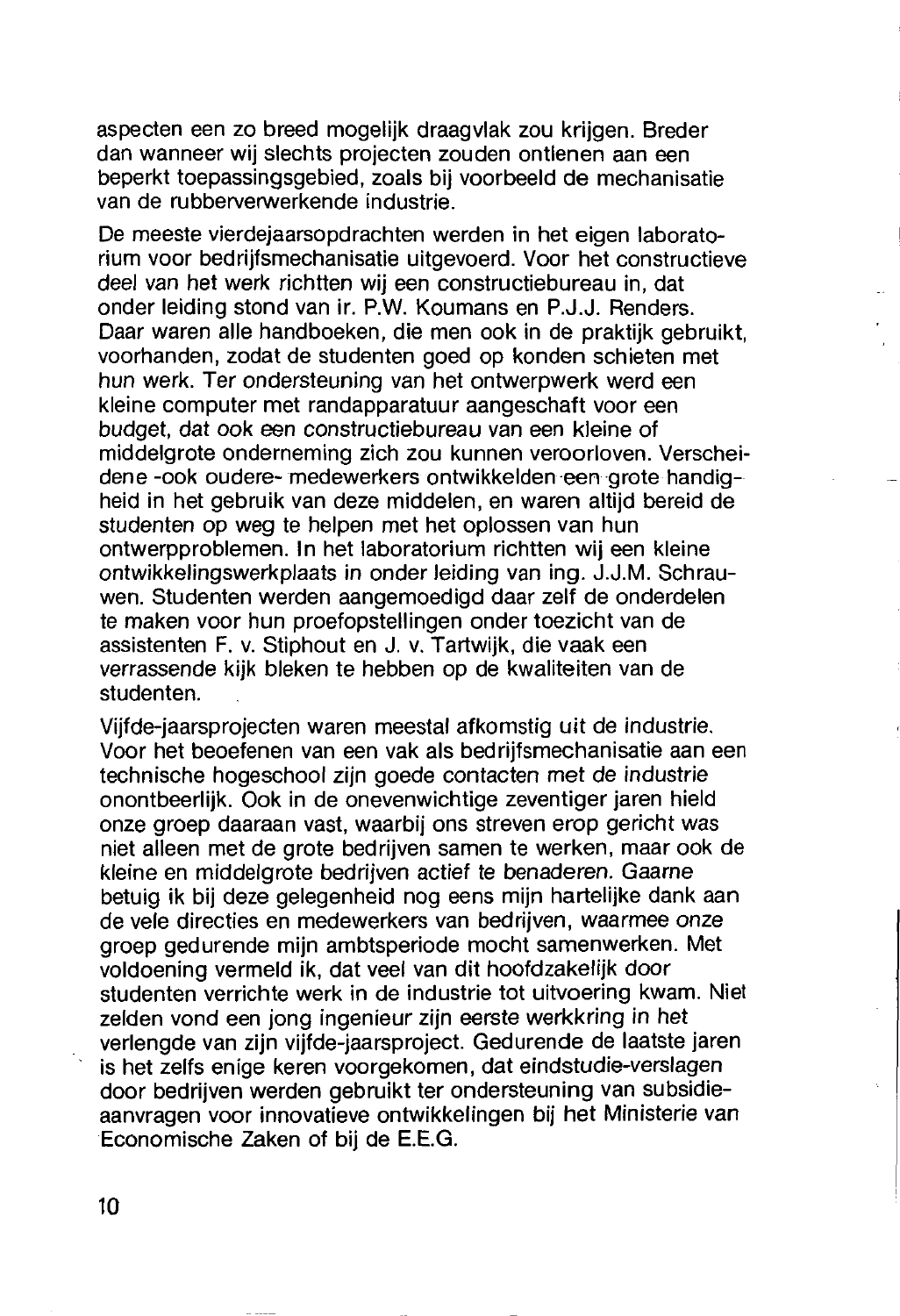aspecten een zo breed mogelijk draagvlak zou krijgen. Breder dan wanneer wij slechts projecten zouden ontlenen aan een beperkt toepassingsgebied, zoals bij voorbeeld de mechanisatie van de rubberverwerkende industrie.

De meeste vierdejaarsopdrachten werden in het eigen laboratorium voor bedrijfsmechanisatie uitgevoerd. Voor het constructieve deel van het werk richtten wij een constructiebureau in, dat onder leiding stond van ir. P.W. Koumans en P.J.J. Renders. Daar waren alle handboeken, die men ook in de praktijk gebruikt, voorhanden, zodat de studenten goed op konden schieten met hun werk. Ter ondersteuning van het ontwerpwerk werd een kleine computer met randapparatuur aangeschaft voor een budget, dat ook een constructiebureau van een kleine of middelgrote onderneming zich zou kunnen veroorloven. Verscheidene -ook oudere- medewerkers ontwikkelden een grote handigheid in het gebruik van deze middelen, en waren altijd bereid de studenten op weg te helpen met het oplossen van hun ontwerpproblemen. In het laboratorium richtten wij een kleine ontwikkelingswerkplaats in onder leiding van ing. J.J.M. Schrauwen. Studenten werden aangemoedigd daar zelf de onderdelen te maken voor hun proefopstellingen onder toezicht van de assistenten F. v. Stiphout en J. v. Tartwijk, die vaak een verrassende kijk bleken te hebben op de kwaliteiten van de studenten.

Vijfde-jaarsprojecten waren meestal afkomstig uit de industrie. Voor het beoefenen van een vak als bedrijfsmechanisatie aan een technische hogeschool zijn goede contacten met de industrie onontbeerlijk. Ook in de onevenwichtige zeventiger jaren hield onze groep daaraan vast, waarbij ons streven erop gericht was niet alleen met de grote bedrijven samen te werken, maar ook de kleine en middelgrote bedrijven actief te benaderen. Gaarne betuig ik bij deze gelegenheid nog eens mijn hartelijke dank aan de vele directies en medewerkers van bedrijven, waarmee onze groep gedurende mijn ambtsperiode mocht samenwerken. Met voldoening vermeld ik, dat veel van dit hoofdzakelijk door studenten verrichte werk in de industrie tot uitvoering kwam. Niet zelden vond een jong ingenieur zijn eerste werkkring in het verlengde van zijn vijfde-jaarsproject. Gedurende de laatste jaren is het zelfs enige keren voorgekomen, dat eindstudie-verslagen door bedrijven werden gebruikt ter ondersteuning van subsidieaanvragen voor innovatieve ontwikkelingen bij het Ministerie van Economische Zaken of bij de E.E.G.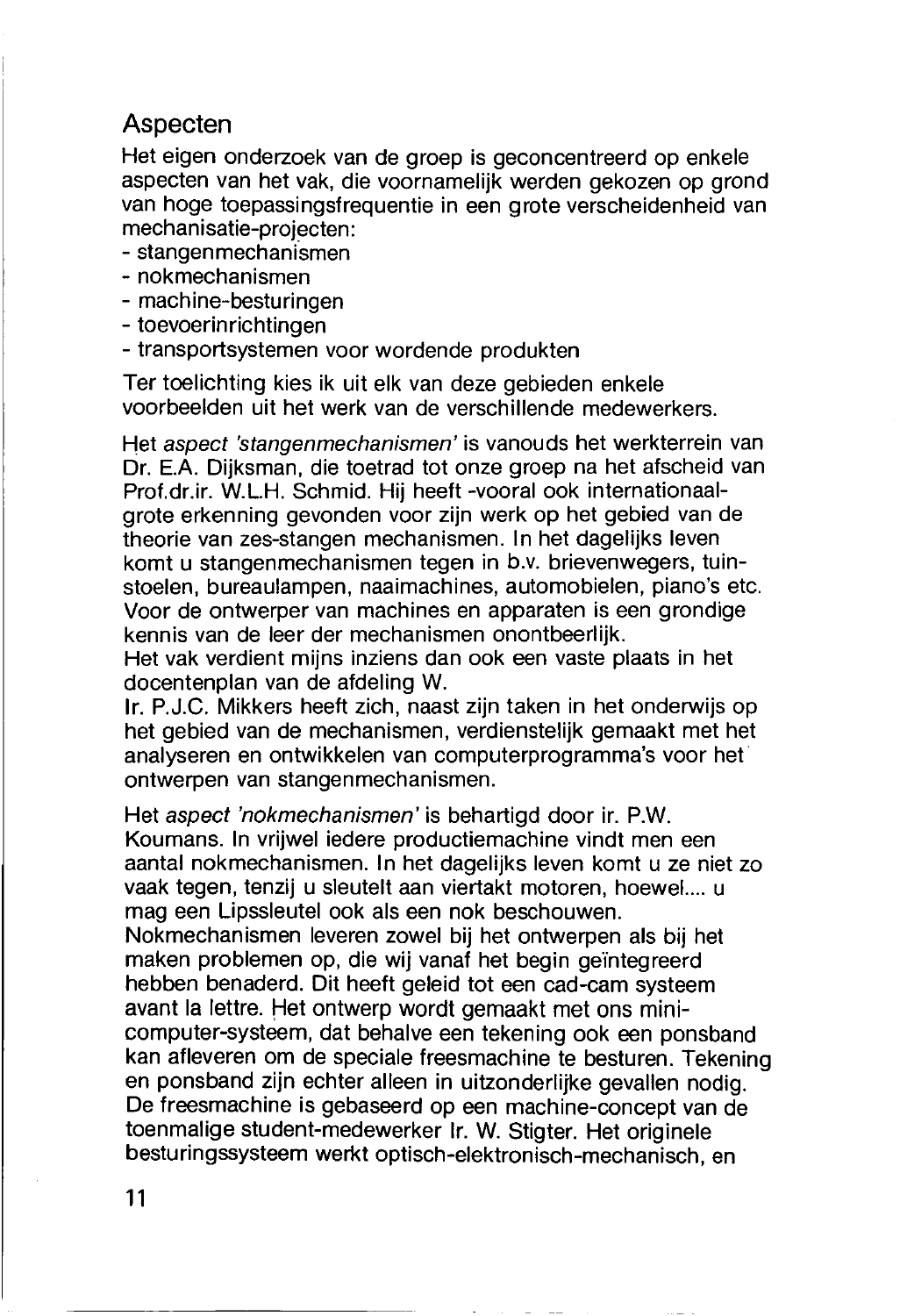## Aspecten

Het eigen onderzoek van de groep is geconcentreerd op enkele aspecten van het vak, die voornamelijk werden gekozen op grond van hoge toepassingsfrequentie in een grote verscheidenheid van mechanisatie-projecten:

- stangenmechanismen
- nokmechanismen
- machine-besturingen
- toevoerinrichtingen
- transportsystemen voor wordende produkten

Ter toelichting kies ik uit elk van deze gebieden enkele voorbeelden uit het werk van de verschillende medewerkers.

Het *aspect 'stangenmechanismen'* is vanouds het werkterrein van Dr. E.A. Dijksman, die toetrad tot onze groep na het afscheid van Prof.dr.ir. W.L.H. Schmid. Hij heeft -vooral ook internationaal- grote erkenning gevonden voor zijn werk op het gebied van de theorie van zes-stangen mechanismen. In het dagelijks leven komt u stangenmechanismen tegen in b.v. brievenwegers, tuinstoelen, bureaulampen, naaimachines, automobielen, piano's etc. Voor de ontwerper van machines en apparaten is een grondige kennis van de leer der mechanismen onontbeerlijk.
Het vak verdient mijns inziens dan ook een vaste plaats in het docentenplan van de afdeling W.
Ir. P.J.C. Mikkers heeft zich, naast zijn taken in het onderwijs op het gebied van de mechanismen, verdienstelijk gemaakt met het analyseren en ontwikkelen van computerprogramma's voor het ontwerpen van stangenmechanismen.

Het *aspect 'nokmechanismen'* is behartigd door ir. P.W. Koumans. In vrijwel iedere productiemachine vindt men een aantal nokmechanismen. In het dagelijks leven komt u ze niet zo vaak tegen, tenzij u sleutelt aan viertakt motoren, hoewel.... u mag een Lipssleutel ook als een nok beschouwen.
Nokmechanismen leveren zowel bij het ontwerpen als bij het maken problemen op, die wij vanaf het begin geïntegreerd hebben benaderd. Dit heeft geleid tot een cad-cam systeem avant la lettre. Het ontwerp wordt gemaakt met ons mini-computer-systeem, dat behalve een tekening ook een ponsband kan afleveren om de speciale freesmachine te besturen. Tekening en ponsband zijn echter alleen in uitzonderlijke gevallen nodig. De freesmachine is gebaseerd op een machine-concept van de toenmalige student-medewerker Ir. W. Stigter. Het originele besturingssysteem werkt optisch-elektronisch-mechanisch, en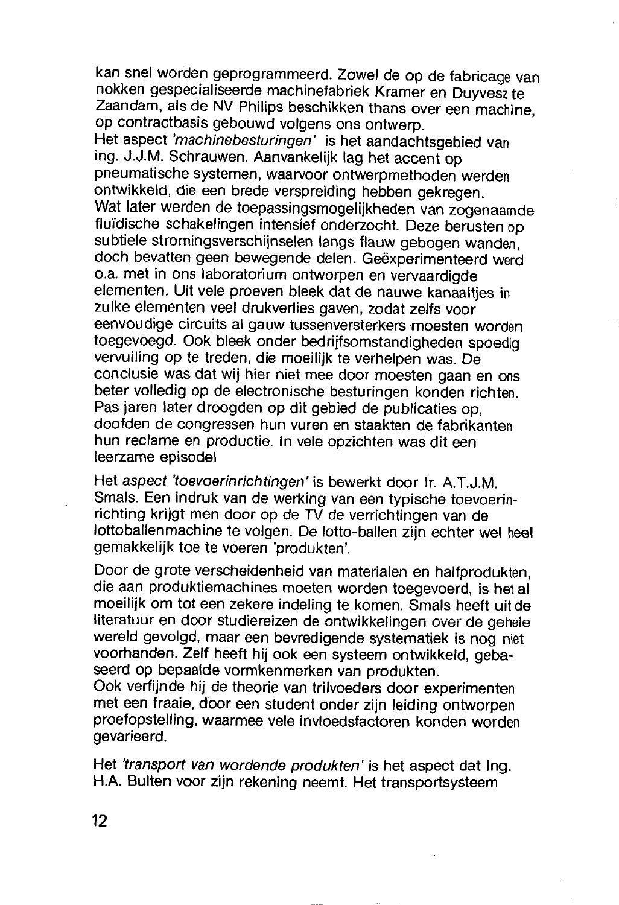kan snel worden geprogrammeerd. Zowel de op de fabricage van nokken gespecialiseerde machinefabriek Kramer en Duyvesz te Zaandam, als de NV Philips beschikken thans over een machine, op contractbasis gebouwd volgens ons ontwerp.

Het aspect *'machinebesturingen'* is het aandachtsgebied van ing. J.J.M. Schrauwen. Aanvankelijk lag het accent op pneumatische systemen, waarvoor ontwerpmethoden werden ontwikkeld, die een brede verspreiding hebben gekregen. Wat later werden de toepassingsmogelijkheden van zogenaamde fluïdische schakelingen intensief onderzocht. Deze berusten op subtiele stromingsverschijnselen langs flauw gebogen wanden, doch bevatten geen bewegende delen. Geëxperimenteerd werd o.a. met in ons laboratorium ontworpen en vervaardigde elementen. Uit vele proeven bleek dat de nauwe kanaaltjes in zulke elementen veel drukverlies gaven, zodat zelfs voor eenvoudige circuits al gauw tussenversterkers moesten worden toegevoegd. Ook bleek onder bedrijfsomstandigheden spoedig vervuiling op te treden, die moeilijk te verhelpen was. De conclusie was dat wij hier niet mee door moesten gaan en ons beter volledig op de electronische besturingen konden richten. Pas jaren later droogden op dit gebied de publicaties op, doofden de congressen hun vuren en staakten de fabrikanten hun reclame en productie. In vele opzichten was dit een leerzame episode!

Het *aspect 'toevoerinrichtingen'* is bewerkt door Ir. A.T.J.M. Smals. Een indruk van de werking van een typische toevoerinrichting krijgt men door op de TV de verrichtingen van de lottoballenmachine te volgen. De lotto-ballen zijn echter wel heel gemakkelijk toe te voeren 'produkten'.

Door de grote verscheidenheid van materialen en halfprodukten, die aan produktiemachines moeten worden toegevoerd, is het al moeilijk om tot een zekere indeling te komen. Smals heeft uit de literatuur en door studiereizen de ontwikkelingen over de gehele wereld gevolgd, maar een bevredigende systematiek is nog niet voorhanden. Zelf heeft hij ook een systeem ontwikkeld, gebaseerd op bepaalde vormkenmerken van produkten.

Ook verfijnde hij de theorie van trilvoeders door experimenten met een fraaie, door een student onder zijn leiding ontworpen proefopstelling, waarmee vele invloedsfactoren konden worden gevarieerd.

Het *'transport van wordende produkten'* is het aspect dat Ing. H.A. Bulten voor zijn rekening neemt. Het transportsysteem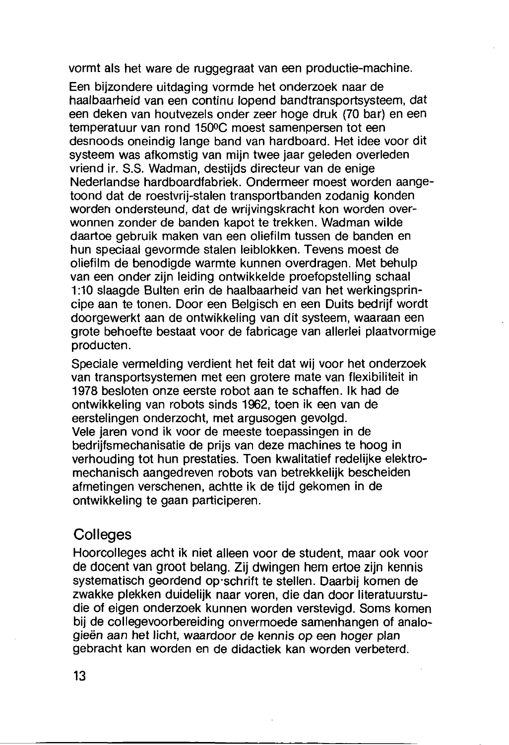vormt als het ware de ruggegraat van een productie-machine.

Een bijzondere uitdaging vormde het onderzoek naar de haalbaarheid van een continu lopend bandtransportsysteem, dat een deken van houtvezels onder zeer hoge druk (70 bar) en een temperatuur van rond 150°C moest samenpersen tot een desnoods oneindig lange band van hardboard. Het idee voor dit systeem was afkomstig van mijn twee jaar geleden overleden vriend ir. S.S. Wadman, destijds directeur van de enige Nederlandse hardboardfabriek. Ondermeer moest worden aangetoond dat de roestvrij-stalen transportbanden zodanig konden worden ondersteund, dat de wrijvingskracht kon worden overwonnen zonder de banden kapot te trekken. Wadman wilde daartoe gebruik maken van een oliefilm tussen de banden en hun speciaal gevormde stalen leiblokken. Tevens moest de oliefilm de benodigde warmte kunnen overdragen. Met behulp van een onder zijn leiding ontwikkelde proefopstelling schaal 1:10 slaagde Bulten erin de haalbaarheid van het werkingsprincipe aan te tonen. Door een Belgisch en een Duits bedrijf wordt doorgewerkt aan de ontwikkeling van dit systeem, waaraan een grote behoefte bestaat voor de fabricage van allerlei plaatvormige producten.

Speciale vermelding verdient het feit dat wij voor het onderzoek van transportsystemen met een grotere mate van flexibiliteit in 1978 besloten onze eerste robot aan te schaffen. Ik had de ontwikkeling van robots sinds 1962, toen ik een van de eerstelingen onderzocht, met argusogen gevolgd.
Vele jaren vond ik voor de meeste toepassingen in de bedrijfsmechanisatie de prijs van deze machines te hoog in verhouding tot hun prestaties. Toen kwalitatief redelijke elektromechanisch aangedreven robots van betrekkelijk bescheiden afmetingen verschenen, achtte ik de tijd gekomen in de ontwikkeling te gaan participeren.

## Colleges

Hoorcolleges acht ik niet alleen voor de student, maar ook voor de docent van groot belang. Zij dwingen hem ertoe zijn kennis systematisch geordend op·schrift te stellen. Daarbij komen de zwakke plekken duidelijk naar voren, die dan door literatuurstudie of eigen onderzoek kunnen worden verstevigd. Soms komen bij de collegevoorbereiding onvermoede samenhangen of analogieën aan het licht, waardoor de kennis op een hoger plan gebracht kan worden en de didactiek kan worden verbeterd.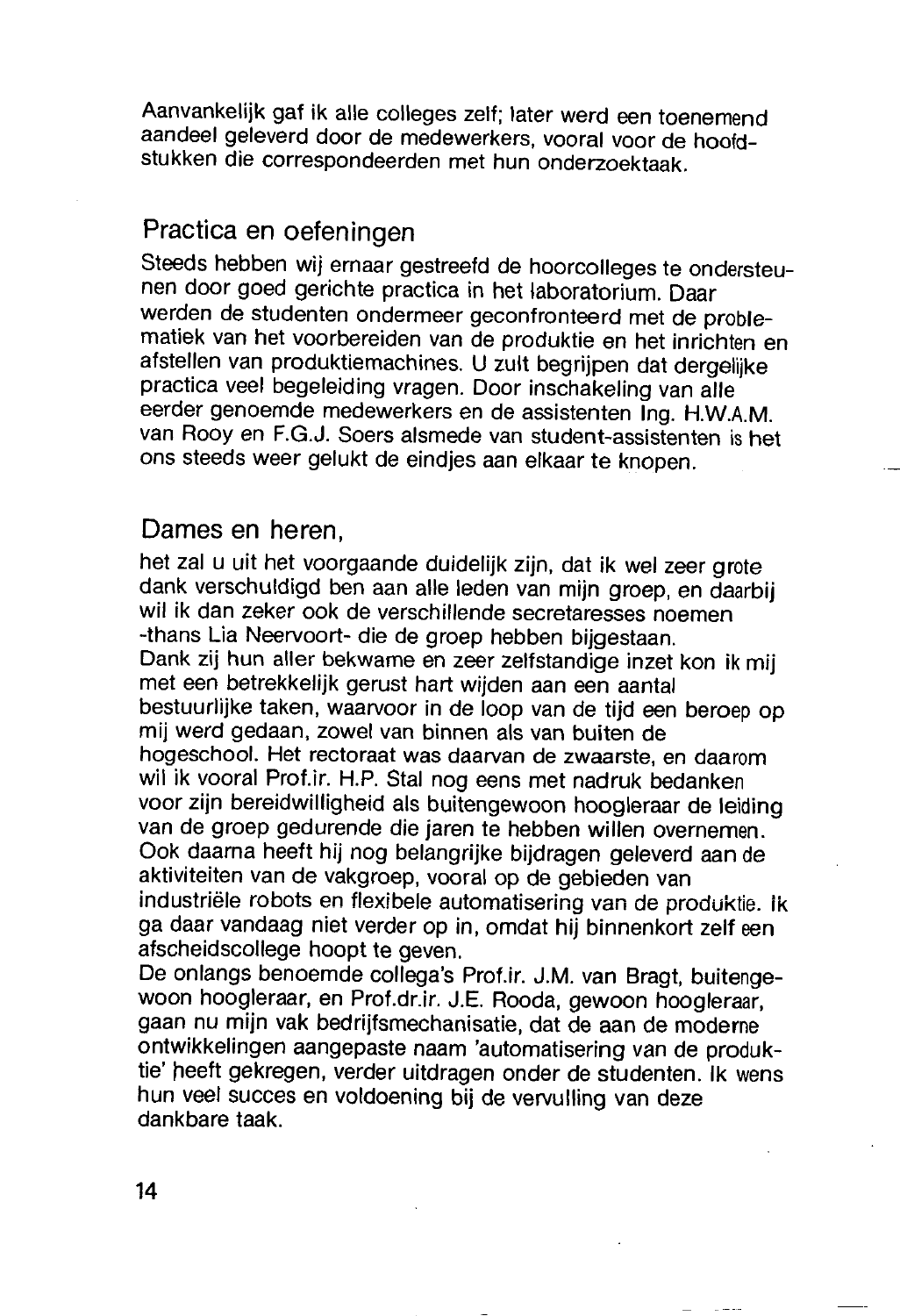Aanvankelijk gaf ik alle colleges zelf; later werd een toenemend aandeel geleverd door de medewerkers, vooral voor de hoofdstukken die correspondeerden met hun onderzoektaak.

## Practica en oefeningen

Steeds hebben wij ernaar gestreefd de hoorcolleges te ondersteunen door goed gerichte practica in het laboratorium. Daar werden de studenten ondermeer geconfronteerd met de problematiek van het voorbereiden van de produktie en het inrichten en afstellen van produktiemachines. U zult begrijpen dat dergelijke practica veel begeleiding vragen. Door inschakeling van alle eerder genoemde medewerkers en de assistenten Ing. H.W.A.M. van Rooy en F.G.J. Soers alsmede van student-assistenten is het ons steeds weer gelukt de eindjes aan elkaar te knopen.

## Dames en heren,

het zal u uit het voorgaande duidelijk zijn, dat ik wel zeer grote dank verschuldigd ben aan alle leden van mijn groep, en daarbij wil ik dan zeker ook de verschillende secretaresses noemen -thans Lia Neervoort- die de groep hebben bijgestaan.
Dank zij hun aller bekwame en zeer zelfstandige inzet kon ik mij met een betrekkelijk gerust hart wijden aan een aantal bestuurlijke taken, waarvoor in de loop van de tijd een beroep op mij werd gedaan, zowel van binnen als van buiten de hogeschool. Het rectoraat was daarvan de zwaarste, en daarom wil ik vooral Prof.ir. H.P. Stal nog eens met nadruk bedanken voor zijn bereidwilligheid als buitengewoon hoogleraar de leiding van de groep gedurende die jaren te hebben willen overnemen. Ook daarna heeft hij nog belangrijke bijdragen geleverd aan de aktiviteiten van de vakgroep, vooral op de gebieden van industriële robots en flexibele automatisering van de produktie. Ik ga daar vandaag niet verder op in, omdat hij binnenkort zelf een afscheidscollege hoopt te geven.
De onlangs benoemde collega's Prof.ir. J.M. van Bragt, buitengewoon hoogleraar, en Prof.dr.ir. J.E. Rooda, gewoon hoogleraar, gaan nu mijn vak bedrijfsmechanisatie, dat de aan de moderne ontwikkelingen aangepaste naam 'automatisering van de produktie' heeft gekregen, verder uitdragen onder de studenten. Ik wens hun veel succes en voldoening bij de vervulling van deze dankbare taak.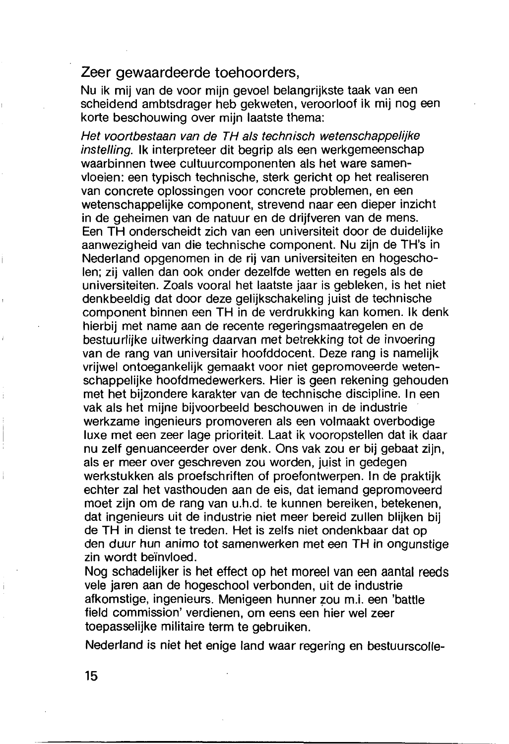Zeer gewaardeerde toehoorders,

Nu ik mij van de voor mijn gevoel belangrijkste taak van een scheidend ambtsdrager heb gekweten, veroorloof ik mij nog een korte beschouwing over mijn laatste thema:

*Het voortbestaan van de TH als technisch wetenschappelijke instelling.* Ik interpreteer dit begrip als een werkgemeenschap waarbinnen twee cultuurcomponenten als het ware samenvloeien: een typisch technische, sterk gericht op het realiseren van concrete oplossingen voor concrete problemen, en een wetenschappelijke component, strevend naar een dieper inzicht in de geheimen van de natuur en de drijfveren van de mens. Een TH onderscheidt zich van een universiteit door de duidelijke aanwezigheid van die technische component. Nu zijn de TH's in Nederland opgenomen in de rij van universiteiten en hogescholen; zij vallen dan ook onder dezelfde wetten en regels als de universiteiten. Zoals vooral het laatste jaar is gebleken, is het niet denkbeeldig dat door deze gelijkschakeling juist de technische component binnen een TH in de verdrukking kan komen. Ik denk hierbij met name aan de recente regeringsmaatregelen en de bestuurlijke uitwerking daarvan met betrekking tot de invoering van de rang van universitair hoofddocent. Deze rang is namelijk vrijwel ontoegankelijk gemaakt voor niet gepromoveerde wetenschappelijke hoofdmedewerkers. Hier is geen rekening gehouden met het bijzondere karakter van de technische discipline. In een vak als het mijne bijvoorbeeld beschouwen in de industrie werkzame ingenieurs promoveren als een volmaakt overbodige luxe met een zeer lage prioriteit. Laat ik vooropstellen dat ik daar nu zelf genuanceerder over denk. Ons vak zou er bij gebaat zijn, als er meer over geschreven zou worden, juist in gedegen werkstukken als proefschriften of proefontwerpen. In de praktijk echter zal het vasthouden aan de eis, dat iemand gepromoveerd moet zijn om de rang van u.h.d. te kunnen bereiken, betekenen, dat ingenieurs uit de industrie niet meer bereid zullen blijken bij de TH in dienst te treden. Het is zelfs niet ondenkbaar dat op den duur hun animo tot samenwerken met een TH in ongunstige zin wordt beïnvloed.
Nog schadelijker is het effect op het moreel van een aantal reeds vele jaren aan de hogeschool verbonden, uit de industrie afkomstige, ingenieurs. Menigeen hunner zou m.i. een 'battle field commission' verdienen, om eens een hier wel zeer toepasselijke militaire term te gebruiken.

Nederland is niet het enige land waar regering en bestuurscolle-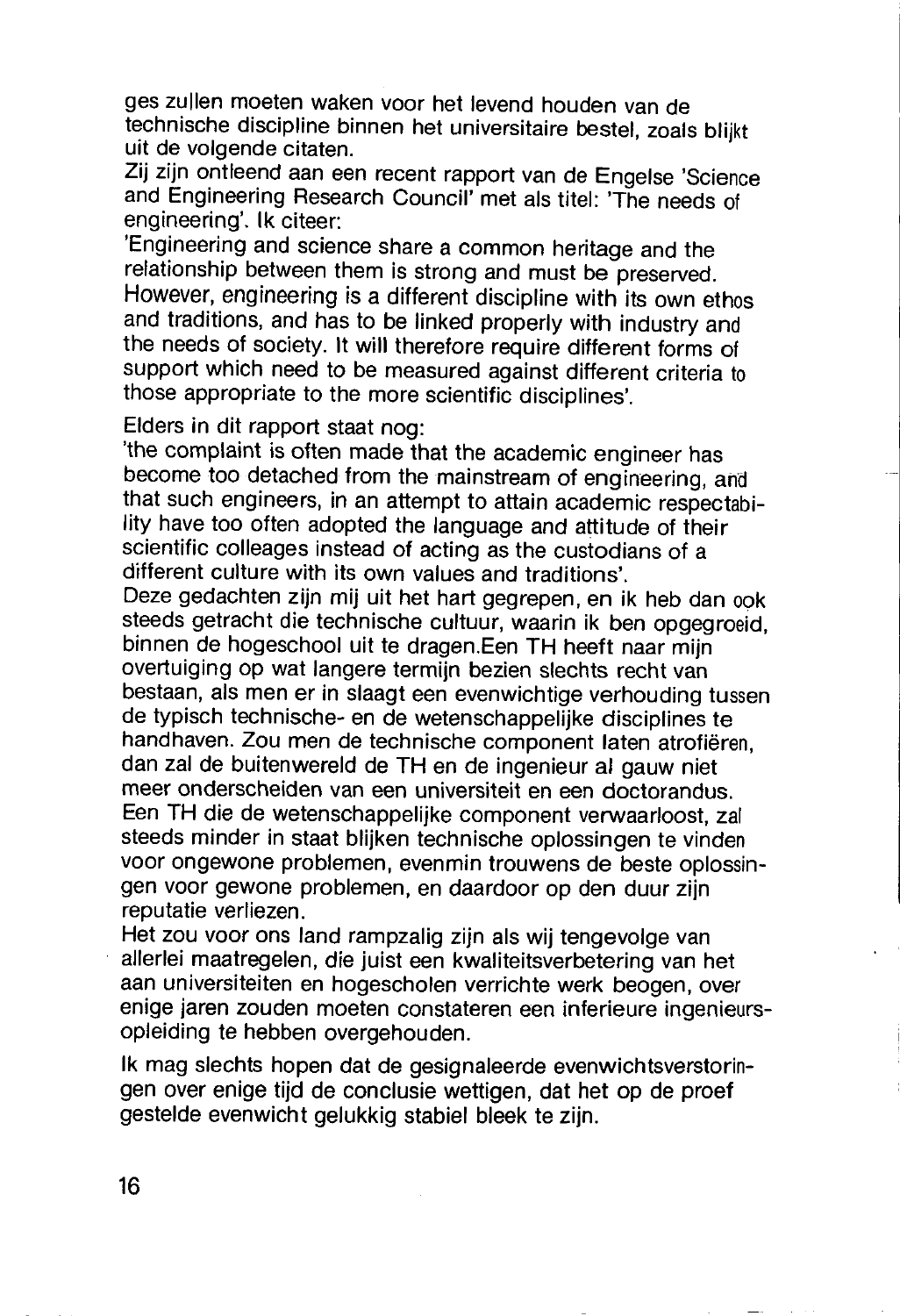ges zullen moeten waken voor het levend houden van de technische discipline binnen het universitaire bestel, zoals blijkt uit de volgende citaten.

Zij zijn ontleend aan een recent rapport van de Engelse 'Science and Engineering Research Council' met als titel: 'The needs of engineering'. Ik citeer:

'Engineering and science share a common heritage and the relationship between them is strong and must be preserved. However, engineering is a different discipline with its own ethos and traditions, and has to be linked properly with industry and the needs of society. It will therefore require different forms of support which need to be measured against different criteria to those appropriate to the more scientific disciplines'.

Elders in dit rapport staat nog:

'the complaint is often made that the academic engineer has become too detached from the mainstream of engineering, and that such engineers, in an attempt to attain academic respectability have too often adopted the language and attitude of their scientific colleages instead of acting as the custodians of a different culture with its own values and traditions'.

Deze gedachten zijn mij uit het hart gegrepen, en ik heb dan ook steeds getracht die technische cultuur, waarin ik ben opgegroeid, binnen de hogeschool uit te dragen.Een TH heeft naar mijn overtuiging op wat langere termijn bezien slechts recht van bestaan, als men er in slaagt een evenwichtige verhouding tussen de typisch technische- en de wetenschappelijke disciplines te handhaven. Zou men de technische component laten atrofiëren, dan zal de buitenwereld de TH en de ingenieur al gauw niet meer onderscheiden van een universiteit en een doctorandus. Een TH die de wetenschappelijke component verwaarloost, zal steeds minder in staat blijken technische oplossingen te vinden voor ongewone problemen, evenmin trouwens de beste oplossingen voor gewone problemen, en daardoor op den duur zijn reputatie verliezen.

Het zou voor ons land rampzalig zijn als wij tengevolge van allerlei maatregelen, die juist een kwaliteitsverbetering van het aan universiteiten en hogescholen verrichte werk beogen, over enige jaren zouden moeten constateren een inferieure ingenieursopleiding te hebben overgehouden.

Ik mag slechts hopen dat de gesignaleerde evenwichtsverstoringen over enige tijd de conclusie wettigen, dat het op de proef gestelde evenwicht gelukkig stabiel bleek te zijn.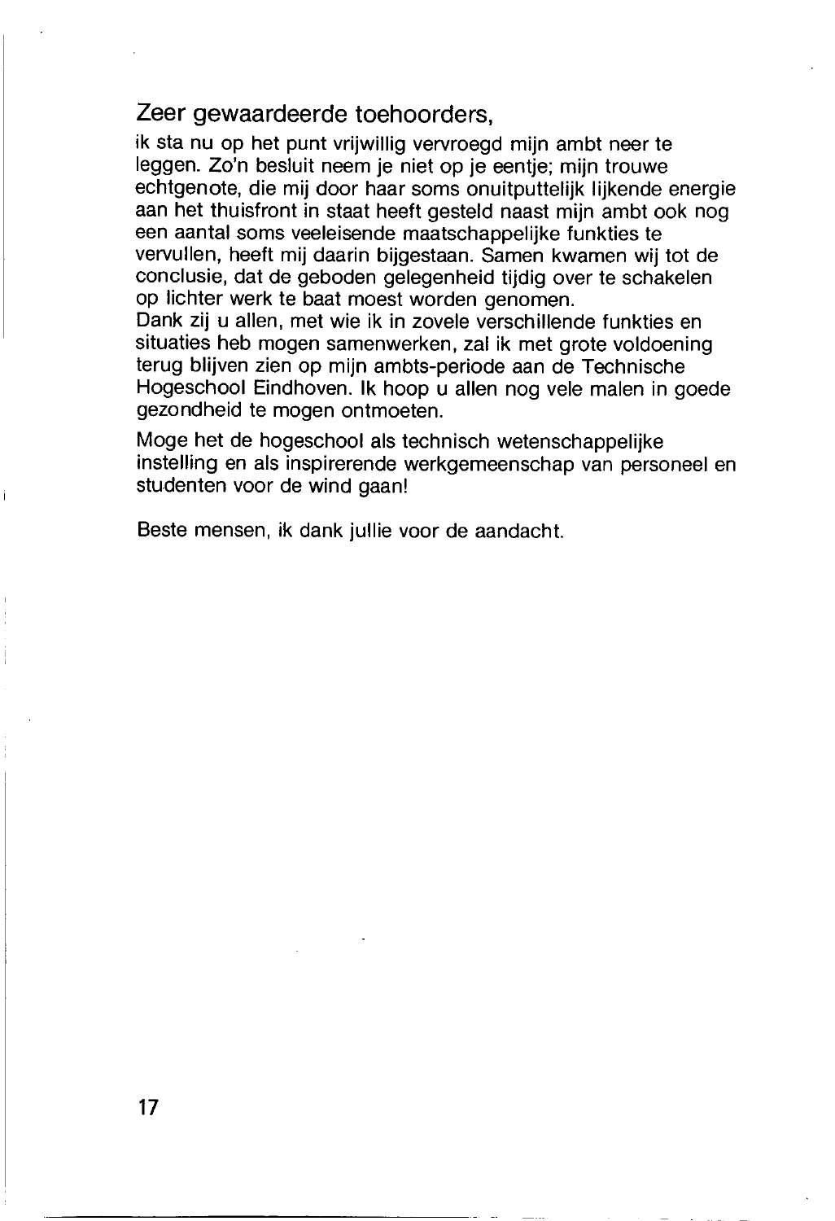Zeer gewaardeerde toehoorders,

ik sta nu op het punt vrijwillig vervroegd mijn ambt neer te leggen. Zo'n besluit neem je niet op je eentje; mijn trouwe echtgenote, die mij door haar soms onuitputtelijk lijkende energie aan het thuisfront in staat heeft gesteld naast mijn ambt ook nog een aantal soms veeleisende maatschappelijke funkties te vervullen, heeft mij daarin bijgestaan. Samen kwamen wij tot de conclusie, dat de geboden gelegenheid tijdig over te schakelen op lichter werk te baat moest worden genomen.
Dank zij u allen, met wie ik in zovele verschillende funkties en situaties heb mogen samenwerken, zal ik met grote voldoening terug blijven zien op mijn ambts-periode aan de Technische Hogeschool Eindhoven. Ik hoop u allen nog vele malen in goede gezondheid te mogen ontmoeten.

Moge het de hogeschool als technisch wetenschappelijke instelling en als inspirerende werkgemeenschap van personeel en studenten voor de wind gaan!

Beste mensen, ik dank jullie voor de aandacht.